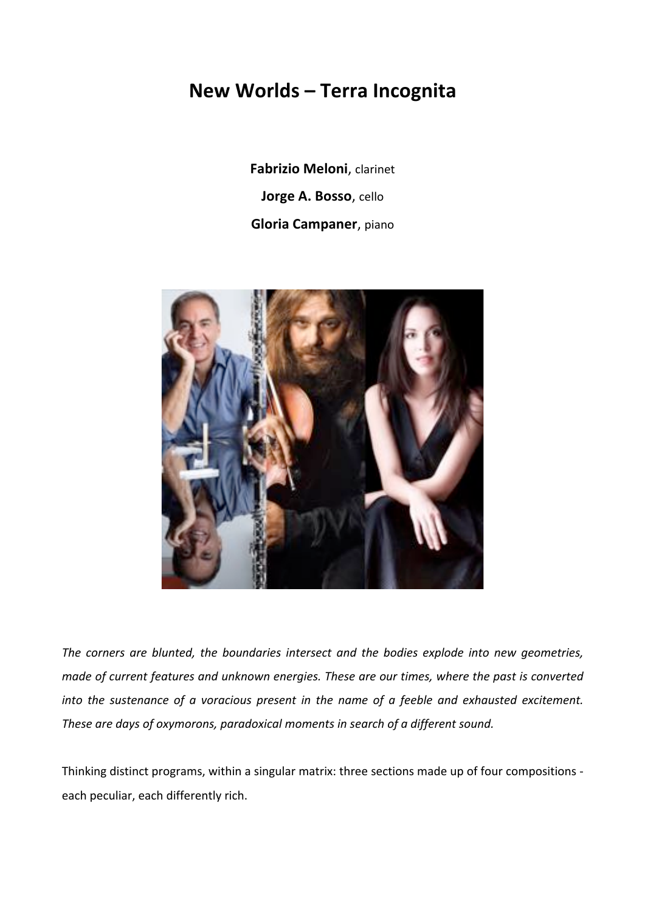# New Worlds – Terra Incognita

**Fabrizio Meloni**, clarinet

**Jorge A. Bosso**, cello

**Gloria Campaner**, piano

*The corners are blunted, the boundaries intersect and the bodies explode into new geometries, made of current features and unknown energies. These are our times, where the past is converted into the sustenance of a voracious present in the name of a feeble and exhausted excitement. These are days of oxymorons, paradoxical moments in search of a different sound.*

Thinking distinct programs, within a singular matrix: three sections made up of four compositions - each peculiar, each differently rich.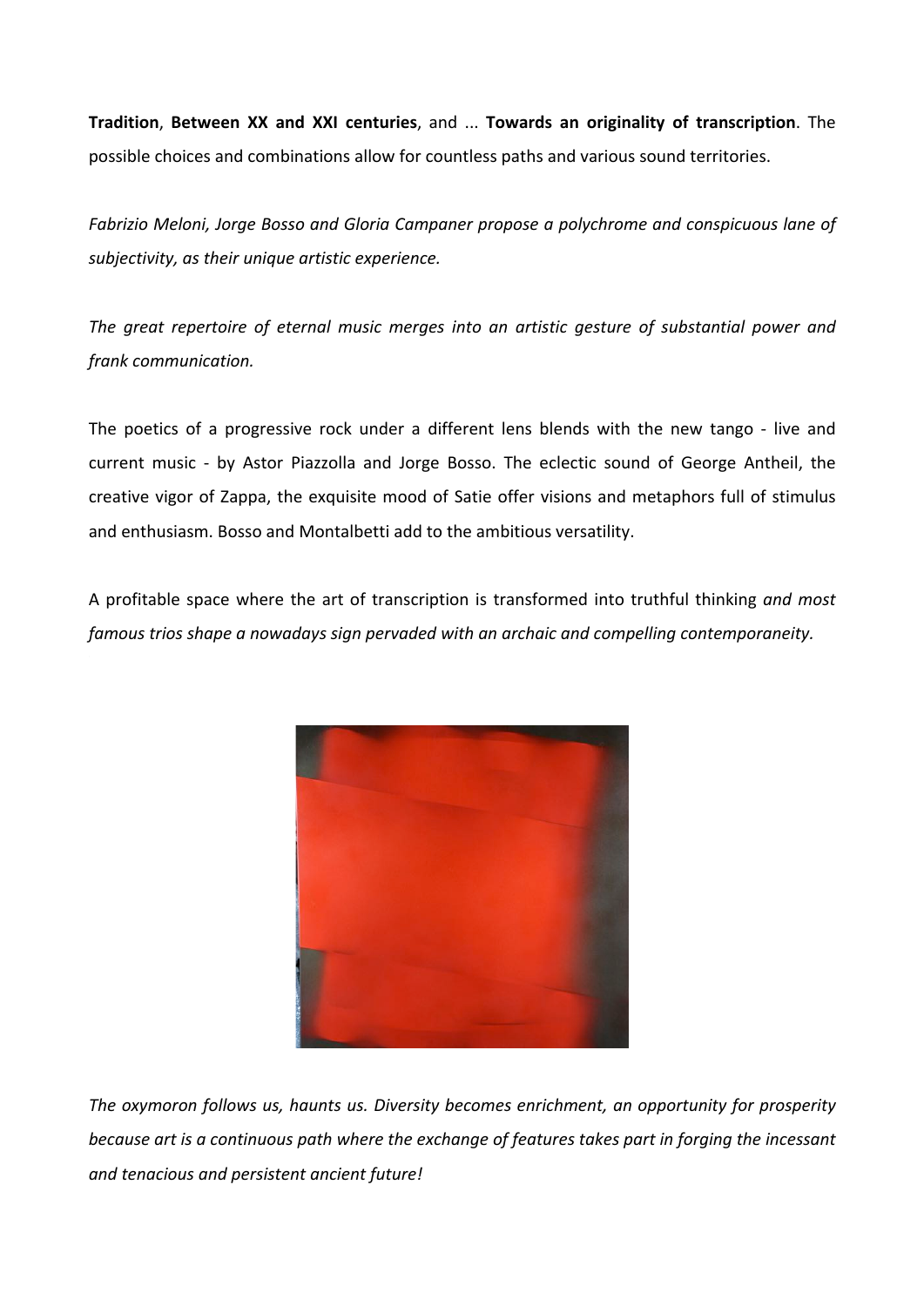**Tradition**, **Between XX and XXI centuries**, and ... **Towards an originality of transcription**. The possible choices and combinations allow for countless paths and various sound territories.

*Fabrizio Meloni, Jorge Bosso and Gloria Campaner propose a polychrome and conspicuous lane of subjectivity, as their unique artistic experience.*

*The great repertoire of eternal music merges into an artistic gesture of substantial power and frank communication.*

The poetics of a progressive rock under a different lens blends with the new tango - live and current music - by Astor Piazzolla and Jorge Bosso. The eclectic sound of George Antheil, the creative vigor of Zappa, the exquisite mood of Satie offer visions and metaphors full of stimulus and enthusiasm. Bosso and Montalbetti add to the ambitious versatility.

A profitable space where the art of transcription is transformed into truthful thinking *and most famous trios shape a nowadays sign pervaded with an archaic and compelling contemporaneity.*

*The oxymoron follows us, haunts us. Diversity becomes enrichment, an opportunity for prosperity because art is a continuous path where the exchange of features takes part in forging the incessant and tenacious and persistent ancient future!*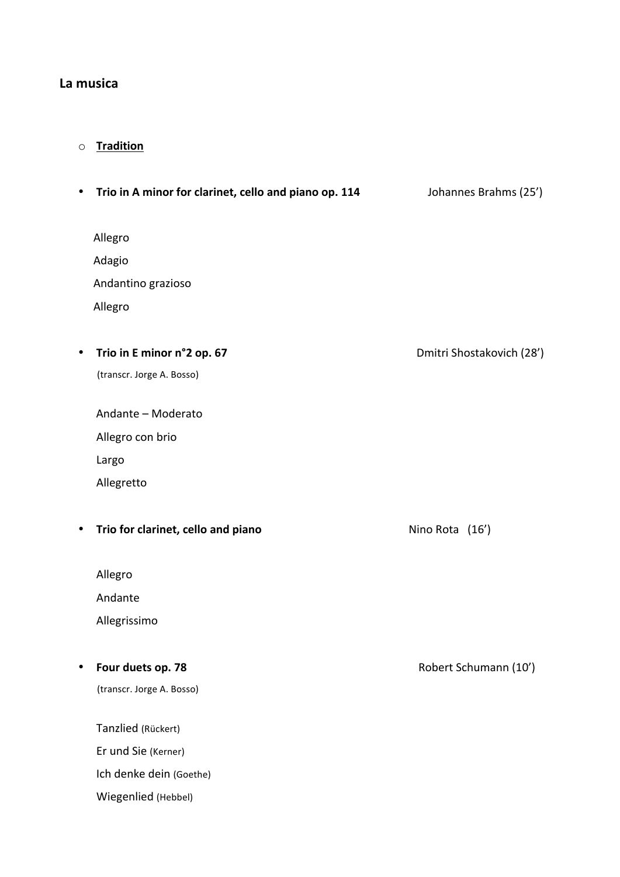## La musica

- <u>**Tradition**</u>

- **Trio in A minor for clarinet, cello and piano op. 114** — Johannes Brahms (25')

  Allegro
  Adagio
  Andantino grazioso
  Allegro

- **Trio in E minor n°2 op. 67** — Dmitri Shostakovich (28')
  (transcr. Jorge A. Bosso)

  Andante – Moderato
  Allegro con brio
  Largo
  Allegretto

- **Trio for clarinet, cello and piano** — Nino Rota (16')

  Allegro
  Andante
  Allegrissimo

- **Four duets op. 78** — Robert Schumann (10')
  (transcr. Jorge A. Bosso)

  Tanzlied (Rückert)
  Er und Sie (Kerner)
  Ich denke dein (Goethe)
  Wiegenlied (Hebbel)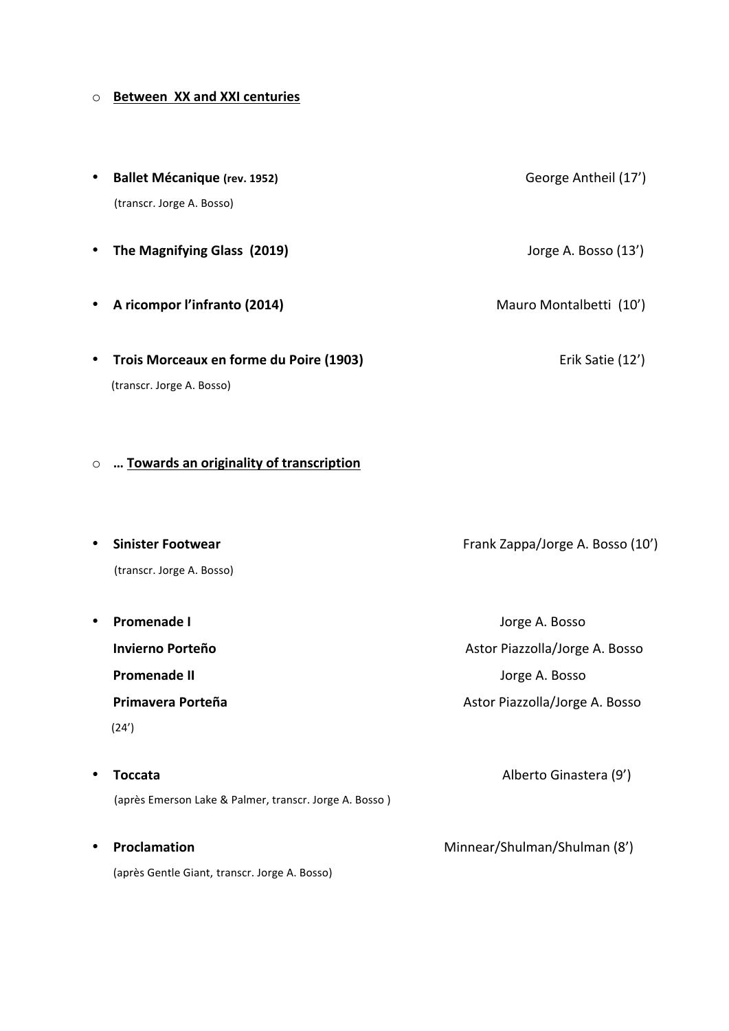- **Between XX and XXI centuries**

- **Ballet Mécanique** **(rev. 1952)** — George Antheil (17')
  (transcr. Jorge A. Bosso)

- **The Magnifying Glass (2019)** — Jorge A. Bosso (13')

- **A ricompor l'infranto (2014)** — Mauro Montalbetti (10')

- **Trois Morceaux en forme du Poire (1903)** — Erik Satie (12')
  (transcr. Jorge A. Bosso)

- **… Towards an originality of transcription**

- **Sinister Footwear** — Frank Zappa/Jorge A. Bosso (10')
  (transcr. Jorge A. Bosso)

- **Promenade I** — Jorge A. Bosso
  **Invierno Porteño** — Astor Piazzolla/Jorge A. Bosso
  **Promenade II** — Jorge A. Bosso
  **Primavera Porteña** — Astor Piazzolla/Jorge A. Bosso
  (24')

- **Toccata** — Alberto Ginastera (9')
  (après Emerson Lake & Palmer, transcr. Jorge A. Bosso )

- **Proclamation** — Minnear/Shulman/Shulman (8')
  (après Gentle Giant, transcr. Jorge A. Bosso)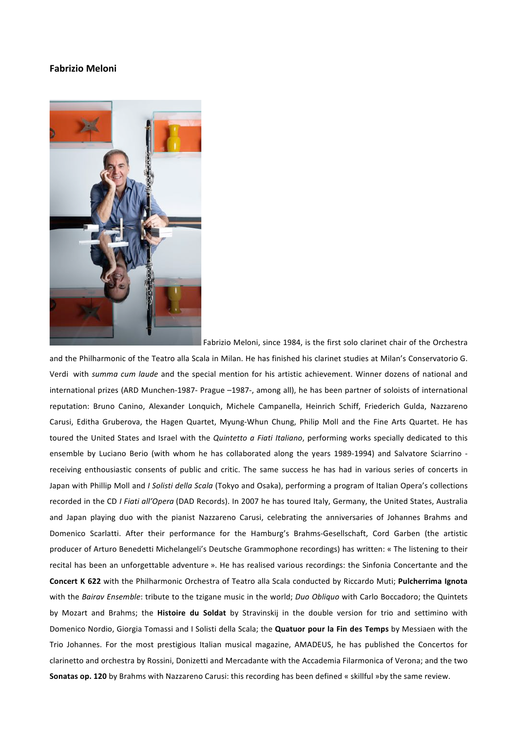**Fabrizio Meloni**

Fabrizio Meloni, since 1984, is the first solo clarinet chair of the Orchestra and the Philharmonic of the Teatro alla Scala in Milan. He has finished his clarinet studies at Milan's Conservatorio G. Verdi with *summa cum laude* and the special mention for his artistic achievement. Winner dozens of national and international prizes (ARD Munchen-1987- Prague –1987-, among all), he has been partner of soloists of international reputation: Bruno Canino, Alexander Lonquich, Michele Campanella, Heinrich Schiff, Friederich Gulda, Nazzareno Carusi, Editha Gruberova, the Hagen Quartet, Myung-Whun Chung, Philip Moll and the Fine Arts Quartet. He has toured the United States and Israel with the *Quintetto a Fiati Italiano*, performing works specially dedicated to this ensemble by Luciano Berio (with whom he has collaborated along the years 1989-1994) and Salvatore Sciarrino - receiving enthousiastic consents of public and critic. The same success he has had in various series of concerts in Japan with Phillip Moll and *I Solisti della Scala* (Tokyo and Osaka), performing a program of Italian Opera's collections recorded in the CD *I Fiati all'Opera* (DAD Records). In 2007 he has toured Italy, Germany, the United States, Australia and Japan playing duo with the pianist Nazzareno Carusi, celebrating the anniversaries of Johannes Brahms and Domenico Scarlatti. After their performance for the Hamburg's Brahms-Gesellschaft, Cord Garben (the artistic producer of Arturo Benedetti Michelangeli's Deutsche Grammophone recordings) has written: « The listening to their recital has been an unforgettable adventure ». He has realised various recordings: the Sinfonia Concertante and the **Concert K 622** with the Philharmonic Orchestra of Teatro alla Scala conducted by Riccardo Muti; **Pulcherrima Ignota** with the *Bairav Ensemble*: tribute to the tzigane music in the world; *Duo Obliquo* with Carlo Boccadoro; the Quintets by Mozart and Brahms; the **Histoire du Soldat** by Stravinskij in the double version for trio and settimino with Domenico Nordio, Giorgia Tomassi and I Solisti della Scala; the **Quatuor pour la Fin des Temps** by Messiaen with the Trio Johannes. For the most prestigious Italian musical magazine, AMADEUS, he has published the Concertos for clarinetto and orchestra by Rossini, Donizetti and Mercadante with the Accademia Filarmonica of Verona; and the two **Sonatas op. 120** by Brahms with Nazzareno Carusi: this recording has been defined « skillful »by the same review.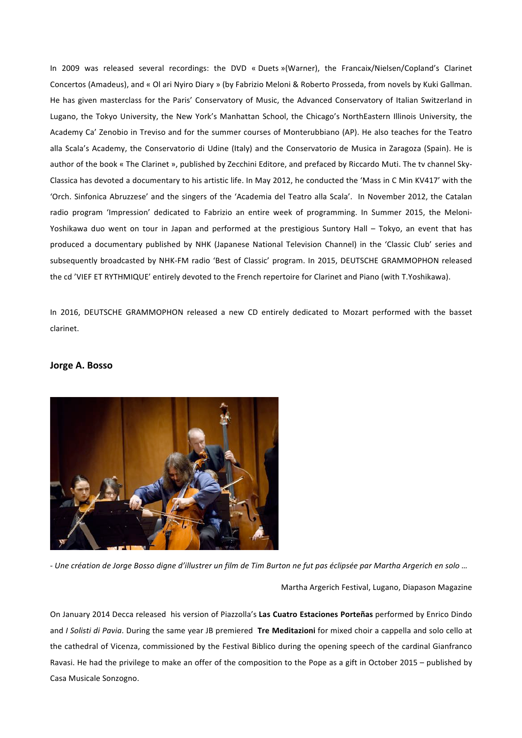In 2009 was released several recordings: the DVD « Duets »(Warner), the Francaix/Nielsen/Copland's Clarinet Concertos (Amadeus), and « Ol ari Nyiro Diary » (by Fabrizio Meloni & Roberto Prosseda, from novels by Kuki Gallman. He has given masterclass for the Paris' Conservatory of Music, the Advanced Conservatory of Italian Switzerland in Lugano, the Tokyo University, the New York's Manhattan School, the Chicago's NorthEastern Illinois University, the Academy Ca' Zenobio in Treviso and for the summer courses of Monterubbiano (AP). He also teaches for the Teatro alla Scala's Academy, the Conservatorio di Udine (Italy) and the Conservatorio de Musica in Zaragoza (Spain). He is author of the book « The Clarinet », published by Zecchini Editore, and prefaced by Riccardo Muti. The tv channel Sky-Classica has devoted a documentary to his artistic life. In May 2012, he conducted the 'Mass in C Min KV417' with the 'Orch. Sinfonica Abruzzese' and the singers of the 'Academia del Teatro alla Scala'. In November 2012, the Catalan radio program 'Impression' dedicated to Fabrizio an entire week of programming. In Summer 2015, the Meloni-Yoshikawa duo went on tour in Japan and performed at the prestigious Suntory Hall – Tokyo, an event that has produced a documentary published by NHK (Japanese National Television Channel) in the 'Classic Club' series and subsequently broadcasted by NHK-FM radio 'Best of Classic' program. In 2015, DEUTSCHE GRAMMOPHON released the cd 'VIEF ET RYTHMIQUE' entirely devoted to the French repertoire for Clarinet and Piano (with T.Yoshikawa).

In 2016, DEUTSCHE GRAMMOPHON released a new CD entirely dedicated to Mozart performed with the basset clarinet.

## Jorge A. Bosso

*- Une création de Jorge Bosso digne d'illustrer un film de Tim Burton ne fut pas éclipsée par Martha Argerich en solo …*

Martha Argerich Festival, Lugano, Diapason Magazine

On January 2014 Decca released his version of Piazzolla's **Las Cuatro Estaciones Porteñas** performed by Enrico Dindo and *I Solisti di Pavia*. During the same year JB premiered **Tre Meditazioni** for mixed choir a cappella and solo cello at the cathedral of Vicenza, commissioned by the Festival Biblico during the opening speech of the cardinal Gianfranco Ravasi. He had the privilege to make an offer of the composition to the Pope as a gift in October 2015 – published by Casa Musicale Sonzogno.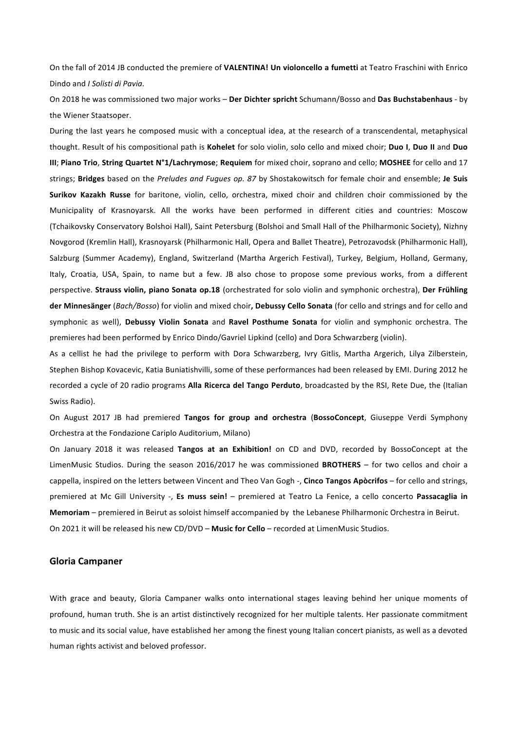On the fall of 2014 JB conducted the premiere of **VALENTINA! Un violoncello a fumetti** at Teatro Fraschini with Enrico Dindo and *I Solisti di Pavia*.

On 2018 he was commissioned two major works – **Der Dichter spricht** Schumann/Bosso and **Das Buchstabenhaus** - by the Wiener Staatsoper.

During the last years he composed music with a conceptual idea, at the research of a transcendental, metaphysical thought. Result of his compositional path is **Kohelet** for solo violin, solo cello and mixed choir; **Duo I**, **Duo II** and **Duo III**; **Piano Trio**, **String Quartet N°1/Lachrymose**; **Requiem** for mixed choir, soprano and cello; **MOSHEE** for cello and 17 strings; **Bridges** based on the *Preludes and Fugues op. 87* by Shostakowitsch for female choir and ensemble; **Je Suis Surikov Kazakh Russe** for baritone, violin, cello, orchestra, mixed choir and children choir commissioned by the Municipality of Krasnoyarsk. All the works have been performed in different cities and countries: Moscow (Tchaikovsky Conservatory Bolshoi Hall), Saint Petersburg (Bolshoi and Small Hall of the Philharmonic Society), Nizhny Novgorod (Kremlin Hall), Krasnoyarsk (Philharmonic Hall, Opera and Ballet Theatre), Petrozavodsk (Philharmonic Hall), Salzburg (Summer Academy), England, Switzerland (Martha Argerich Festival), Turkey, Belgium, Holland, Germany, Italy, Croatia, USA, Spain, to name but a few. JB also chose to propose some previous works, from a different perspective. **Strauss violin, piano Sonata op.18** (orchestrated for solo violin and symphonic orchestra), **Der Frühling der Minnesänger** (*Bach/Bosso*) for violin and mixed choir**, Debussy Cello Sonata** (for cello and strings and for cello and symphonic as well), **Debussy Violin Sonata** and **Ravel Posthume Sonata** for violin and symphonic orchestra. The premieres had been performed by Enrico Dindo/Gavriel Lipkind (cello) and Dora Schwarzberg (violin).

As a cellist he had the privilege to perform with Dora Schwarzberg, Ivry Gitlis, Martha Argerich, Lilya Zilberstein, Stephen Bishop Kovacevic, Katia Buniatishvilli, some of these performances had been released by EMI. During 2012 he recorded a cycle of 20 radio programs **Alla Ricerca del Tango Perduto**, broadcasted by the RSI, Rete Due, the (Italian Swiss Radio).

On August 2017 JB had premiered **Tangos for group and orchestra** (**BossoConcept**, Giuseppe Verdi Symphony Orchestra at the Fondazione Cariplo Auditorium, Milano)

On January 2018 it was released **Tangos at an Exhibition!** on CD and DVD, recorded by BossoConcept at the LimenMusic Studios. During the season 2016/2017 he was commissioned **BROTHERS** – for two cellos and choir a cappella, inspired on the letters between Vincent and Theo Van Gogh -, **Cinco Tangos Apòcrifos** – for cello and strings, premiered at Mc Gill University -, **Es muss sein!** – premiered at Teatro La Fenice, a cello concerto **Passacaglia in Memoriam** – premiered in Beirut as soloist himself accompanied by the Lebanese Philharmonic Orchestra in Beirut.

On 2021 it will be released his new CD/DVD – **Music for Cello** – recorded at LimenMusic Studios.

## Gloria Campaner

With grace and beauty, Gloria Campaner walks onto international stages leaving behind her unique moments of profound, human truth. She is an artist distinctively recognized for her multiple talents. Her passionate commitment to music and its social value, have established her among the finest young Italian concert pianists, as well as a devoted human rights activist and beloved professor.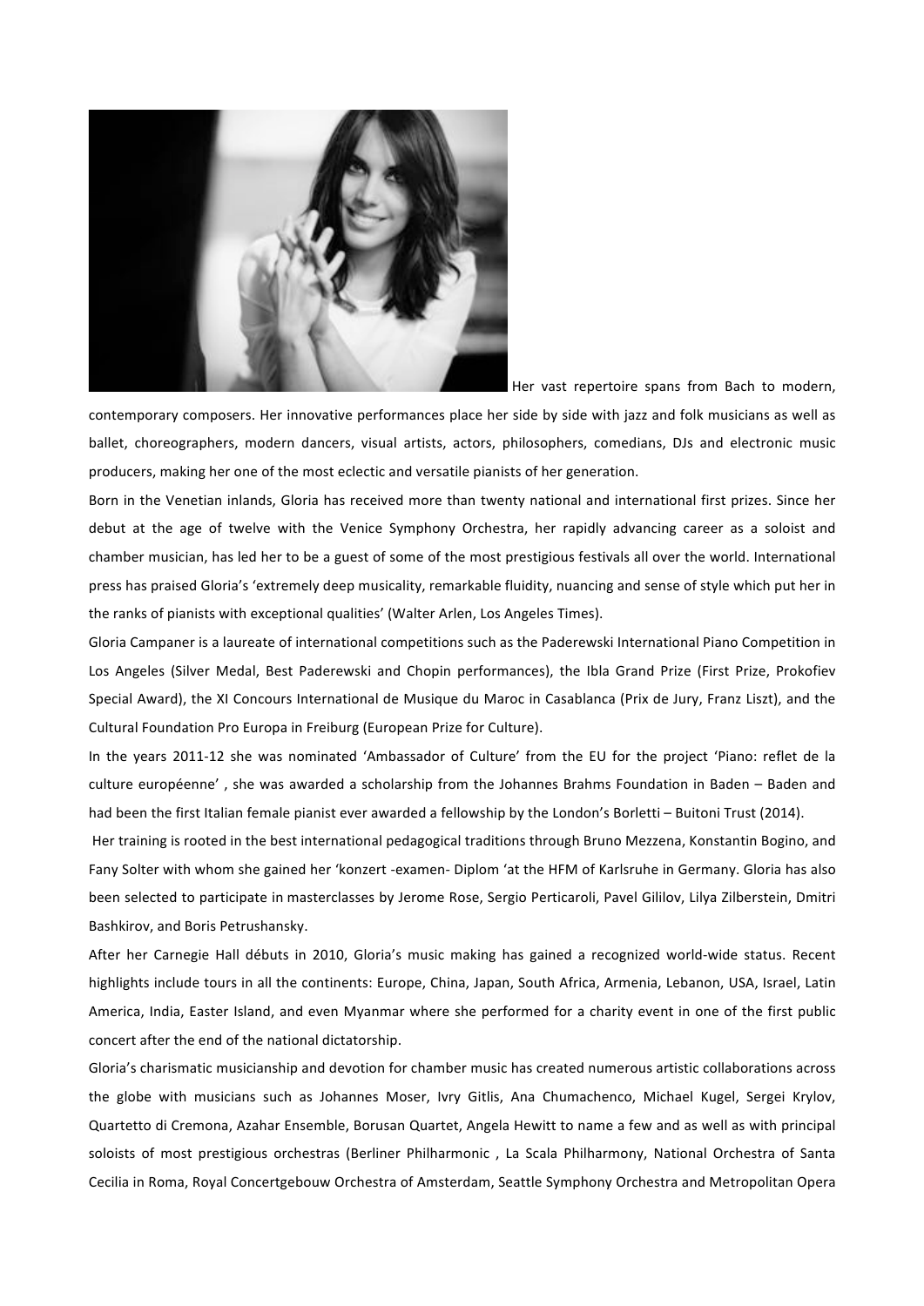Her vast repertoire spans from Bach to modern, contemporary composers. Her innovative performances place her side by side with jazz and folk musicians as well as ballet, choreographers, modern dancers, visual artists, actors, philosophers, comedians, DJs and electronic music producers, making her one of the most eclectic and versatile pianists of her generation.

Born in the Venetian inlands, Gloria has received more than twenty national and international first prizes. Since her debut at the age of twelve with the Venice Symphony Orchestra, her rapidly advancing career as a soloist and chamber musician, has led her to be a guest of some of the most prestigious festivals all over the world. International press has praised Gloria's 'extremely deep musicality, remarkable fluidity, nuancing and sense of style which put her in the ranks of pianists with exceptional qualities' (Walter Arlen, Los Angeles Times).

Gloria Campaner is a laureate of international competitions such as the Paderewski International Piano Competition in Los Angeles (Silver Medal, Best Paderewski and Chopin performances), the Ibla Grand Prize (First Prize, Prokofiev Special Award), the XI Concours International de Musique du Maroc in Casablanca (Prix de Jury, Franz Liszt), and the Cultural Foundation Pro Europa in Freiburg (European Prize for Culture).

In the years 2011-12 she was nominated 'Ambassador of Culture' from the EU for the project 'Piano: reflet de la culture européenne' , she was awarded a scholarship from the Johannes Brahms Foundation in Baden – Baden and had been the first Italian female pianist ever awarded a fellowship by the London's Borletti – Buitoni Trust (2014).

Her training is rooted in the best international pedagogical traditions through Bruno Mezzena, Konstantin Bogino, and Fany Solter with whom she gained her 'konzert -examen- Diplom 'at the HFM of Karlsruhe in Germany. Gloria has also been selected to participate in masterclasses by Jerome Rose, Sergio Perticaroli, Pavel Gililov, Lilya Zilberstein, Dmitri Bashkirov, and Boris Petrushansky.

After her Carnegie Hall débuts in 2010, Gloria's music making has gained a recognized world-wide status. Recent highlights include tours in all the continents: Europe, China, Japan, South Africa, Armenia, Lebanon, USA, Israel, Latin America, India, Easter Island, and even Myanmar where she performed for a charity event in one of the first public concert after the end of the national dictatorship.

Gloria's charismatic musicianship and devotion for chamber music has created numerous artistic collaborations across the globe with musicians such as Johannes Moser, Ivry Gitlis, Ana Chumachenco, Michael Kugel, Sergei Krylov, Quartetto di Cremona, Azahar Ensemble, Borusan Quartet, Angela Hewitt to name a few and as well as with principal soloists of most prestigious orchestras (Berliner Philharmonic , La Scala Philharmony, National Orchestra of Santa Cecilia in Roma, Royal Concertgebouw Orchestra of Amsterdam, Seattle Symphony Orchestra and Metropolitan Opera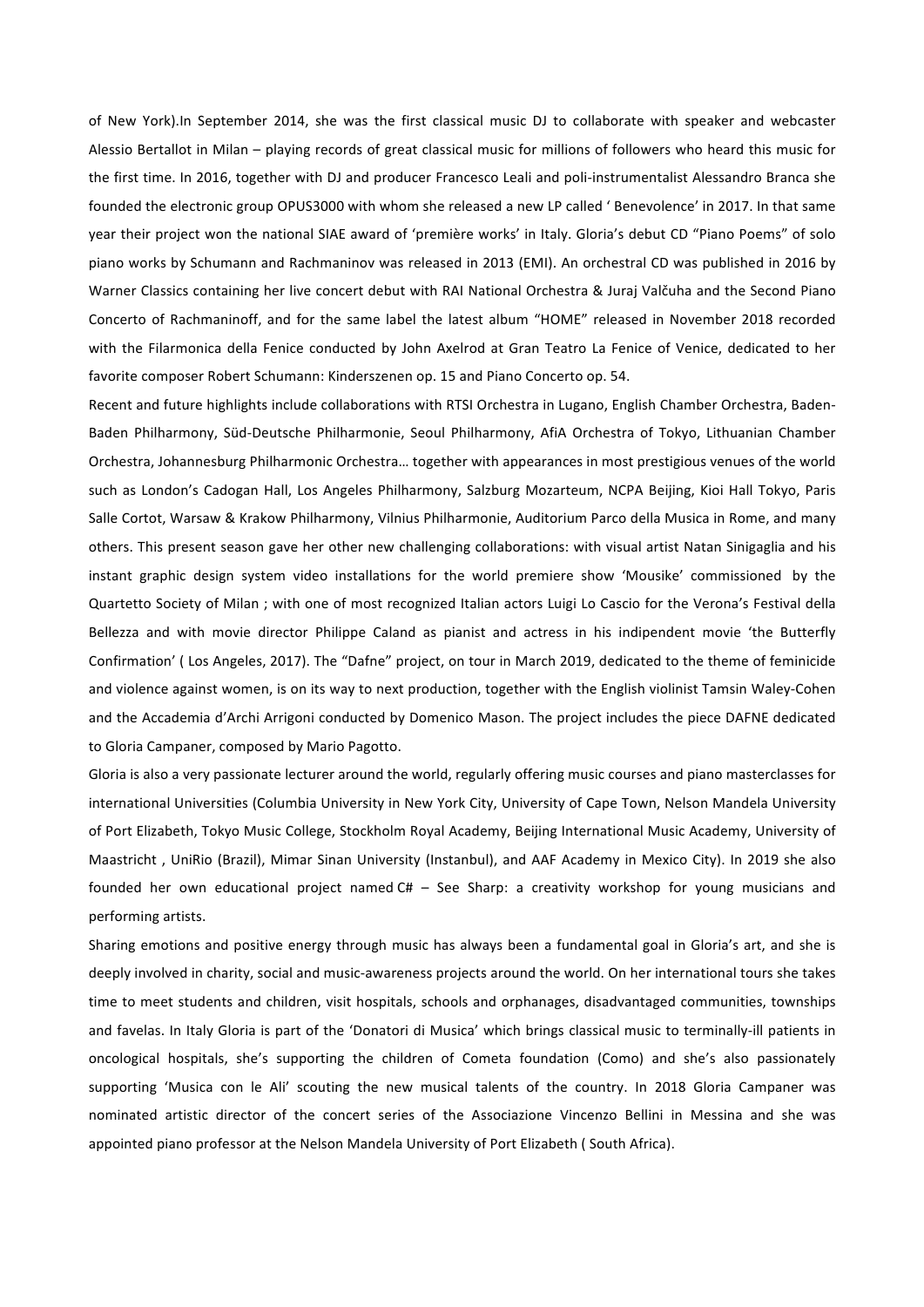of New York).In September 2014, she was the first classical music DJ to collaborate with speaker and webcaster Alessio Bertallot in Milan – playing records of great classical music for millions of followers who heard this music for the first time. In 2016, together with DJ and producer Francesco Leali and poli-instrumentalist Alessandro Branca she founded the electronic group OPUS3000 with whom she released a new LP called ' Benevolence' in 2017. In that same year their project won the national SIAE award of 'première works' in Italy. Gloria's debut CD "Piano Poems" of solo piano works by Schumann and Rachmaninov was released in 2013 (EMI). An orchestral CD was published in 2016 by Warner Classics containing her live concert debut with RAI National Orchestra & Juraj Valčuha and the Second Piano Concerto of Rachmaninoff, and for the same label the latest album "HOME" released in November 2018 recorded with the Filarmonica della Fenice conducted by John Axelrod at Gran Teatro La Fenice of Venice, dedicated to her favorite composer Robert Schumann: Kinderszenen op. 15 and Piano Concerto op. 54.

Recent and future highlights include collaborations with RTSI Orchestra in Lugano, English Chamber Orchestra, Baden-Baden Philharmony, Süd-Deutsche Philharmonie, Seoul Philharmony, AfiA Orchestra of Tokyo, Lithuanian Chamber Orchestra, Johannesburg Philharmonic Orchestra… together with appearances in most prestigious venues of the world such as London's Cadogan Hall, Los Angeles Philharmony, Salzburg Mozarteum, NCPA Beijing, Kioi Hall Tokyo, Paris Salle Cortot, Warsaw & Krakow Philharmony, Vilnius Philharmonie, Auditorium Parco della Musica in Rome, and many others. This present season gave her other new challenging collaborations: with visual artist Natan Sinigaglia and his instant graphic design system video installations for the world premiere show 'Mousike' commissioned by the Quartetto Society of Milan ; with one of most recognized Italian actors Luigi Lo Cascio for the Verona's Festival della Bellezza and with movie director Philippe Caland as pianist and actress in his indipendent movie 'the Butterfly Confirmation' ( Los Angeles, 2017). The "Dafne" project, on tour in March 2019, dedicated to the theme of feminicide and violence against women, is on its way to next production, together with the English violinist Tamsin Waley-Cohen and the Accademia d'Archi Arrigoni conducted by Domenico Mason. The project includes the piece DAFNE dedicated to Gloria Campaner, composed by Mario Pagotto.

Gloria is also a very passionate lecturer around the world, regularly offering music courses and piano masterclasses for international Universities (Columbia University in New York City, University of Cape Town, Nelson Mandela University of Port Elizabeth, Tokyo Music College, Stockholm Royal Academy, Beijing International Music Academy, University of Maastricht , UniRio (Brazil), Mimar Sinan University (Instanbul), and AAF Academy in Mexico City). In 2019 she also founded her own educational project named C# – See Sharp: a creativity workshop for young musicians and performing artists.

Sharing emotions and positive energy through music has always been a fundamental goal in Gloria's art, and she is deeply involved in charity, social and music-awareness projects around the world. On her international tours she takes time to meet students and children, visit hospitals, schools and orphanages, disadvantaged communities, townships and favelas. In Italy Gloria is part of the 'Donatori di Musica' which brings classical music to terminally-ill patients in oncological hospitals, she's supporting the children of Cometa foundation (Como) and she's also passionately supporting 'Musica con le Ali' scouting the new musical talents of the country. In 2018 Gloria Campaner was nominated artistic director of the concert series of the Associazione Vincenzo Bellini in Messina and she was appointed piano professor at the Nelson Mandela University of Port Elizabeth ( South Africa).